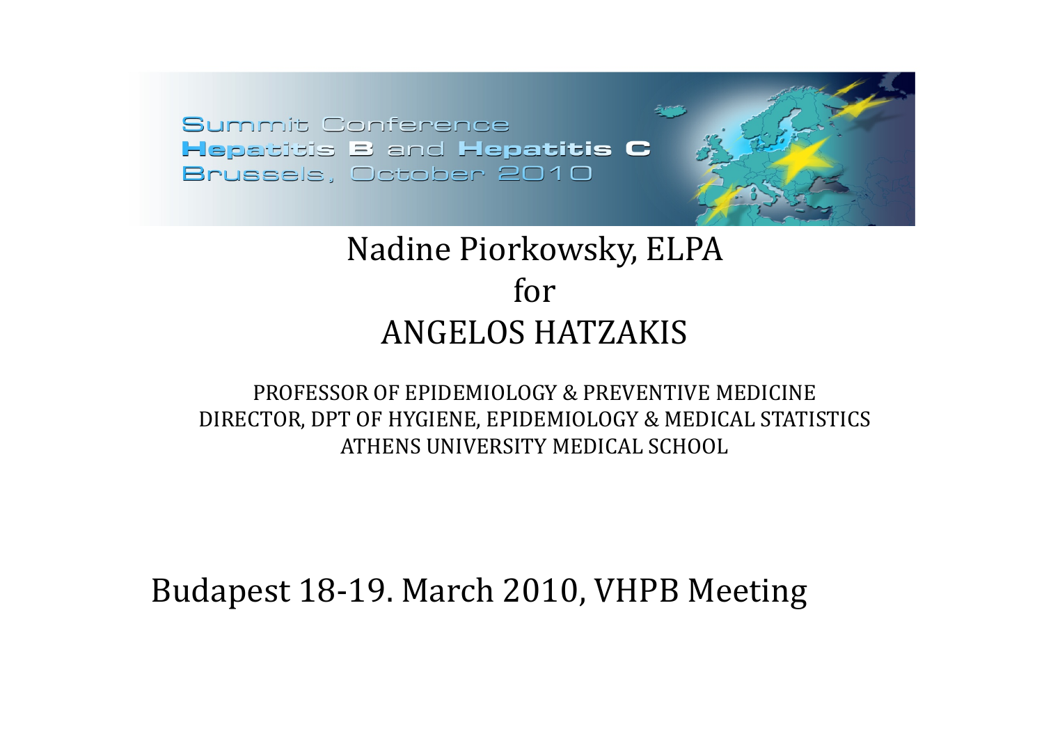Summit Conference
**Hepatitis B and Hepatitis C**
Brussels, October 2010

# Nadine Piorkowsky, ELPA
# for
# ANGELOS HATZAKIS

PROFESSOR OF EPIDEMIOLOGY & PREVENTIVE MEDICINE
DIRECTOR, DPT OF HYGIENE, EPIDEMIOLOGY & MEDICAL STATISTICS
ATHENS UNIVERSITY MEDICAL SCHOOL

## Budapest 18-19. March 2010, VHPB Meeting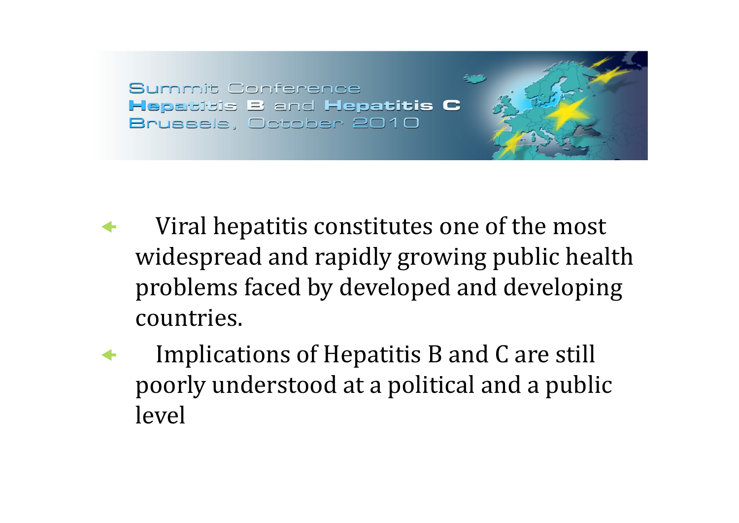Summit Conference
Hepatitis B and Hepatitis C
Brussels, October 2010

- Viral hepatitis constitutes one of the most widespread and rapidly growing public health problems faced by developed and developing countries.
- Implications of Hepatitis B and C are still poorly understood at a political and a public level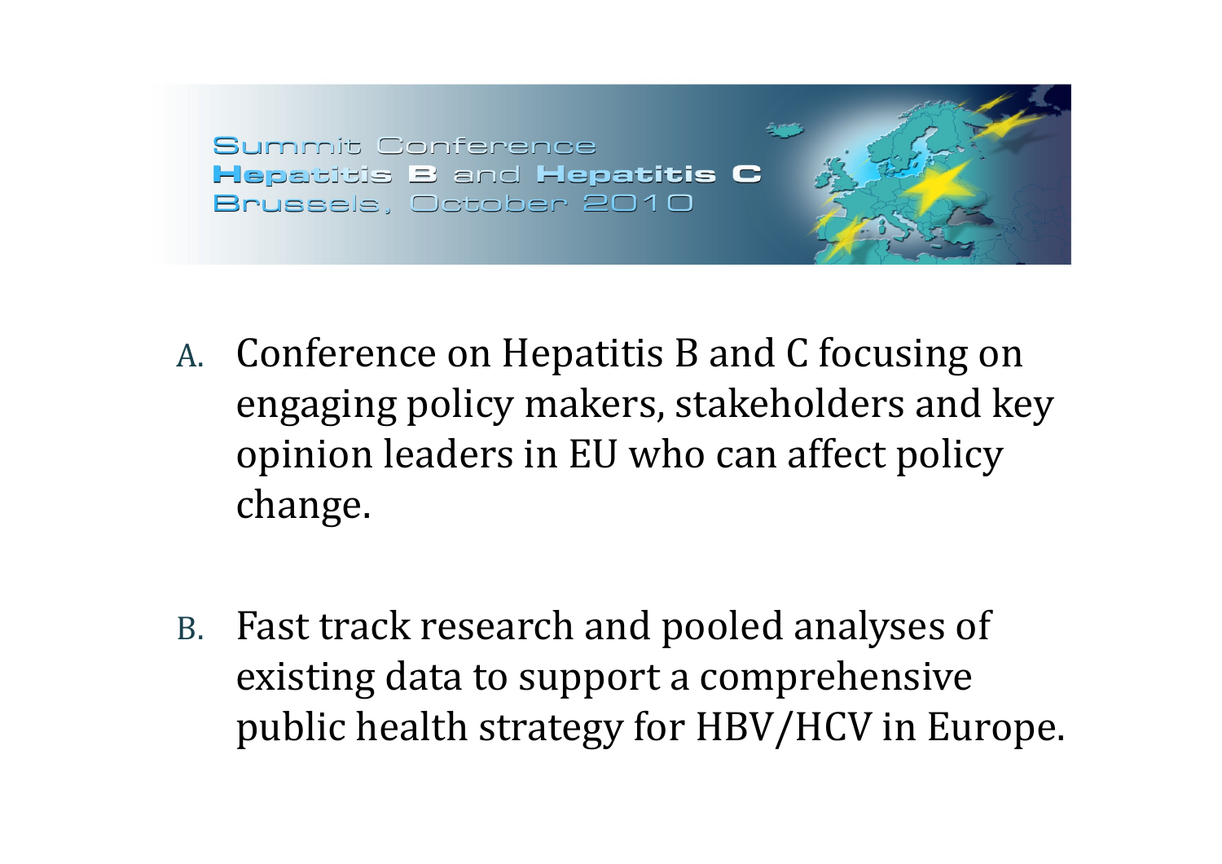Summit Conference
**Hepatitis B and Hepatitis C**
Brussels, October 2010

A. Conference on Hepatitis B and C focusing on engaging policy makers, stakeholders and key opinion leaders in EU who can affect policy change.

B. Fast track research and pooled analyses of existing data to support a comprehensive public health strategy for HBV/HCV in Europe.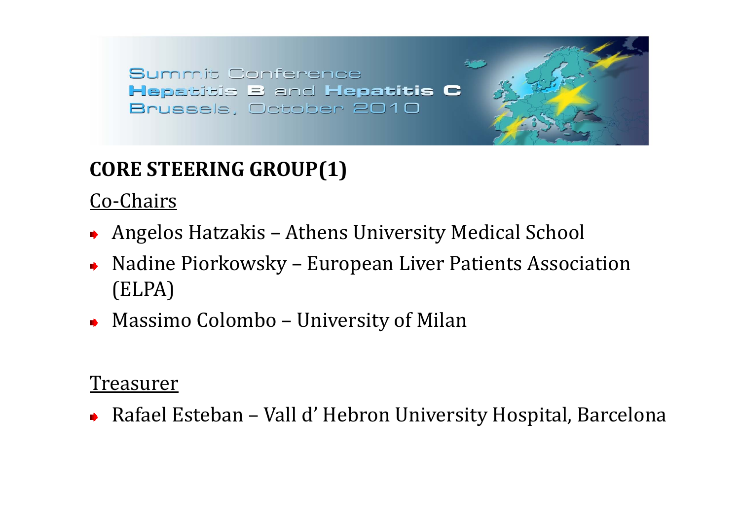Summit Conference
**Hepatitis B** and **Hepatitis C**
Brussels, October 2010

## CORE STEERING GROUP(1)

Co-Chairs

- Angelos Hatzakis – Athens University Medical School
- Nadine Piorkowsky – European Liver Patients Association (ELPA)
- Massimo Colombo – University of Milan

Treasurer

- Rafael Esteban – Vall d' Hebron University Hospital, Barcelona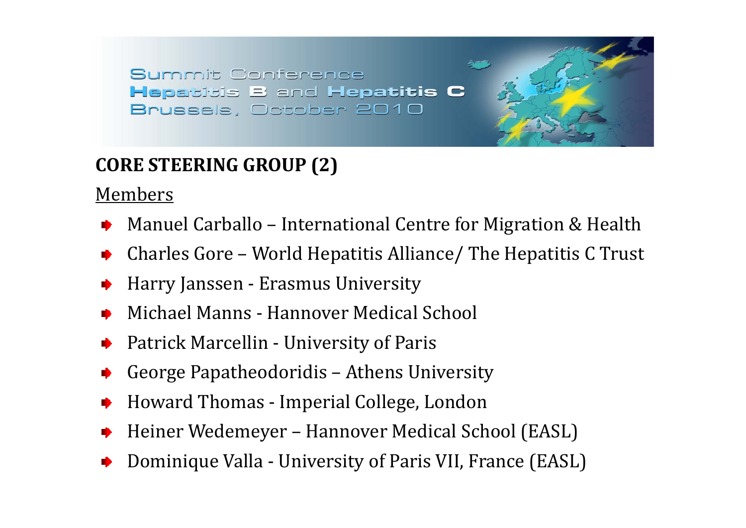Summit Conference
Hepatitis B and Hepatitis C
Brussels, October 2010

## CORE STEERING GROUP (2)

Members

- Manuel Carballo – International Centre for Migration & Health
- Charles Gore – World Hepatitis Alliance/ The Hepatitis C Trust
- Harry Janssen - Erasmus University
- Michael Manns - Hannover Medical School
- Patrick Marcellin - University of Paris
- George Papatheodoridis – Athens University
- Howard Thomas - Imperial College, London
- Heiner Wedemeyer – Hannover Medical School (EASL)
- Dominique Valla - University of Paris VII, France (EASL)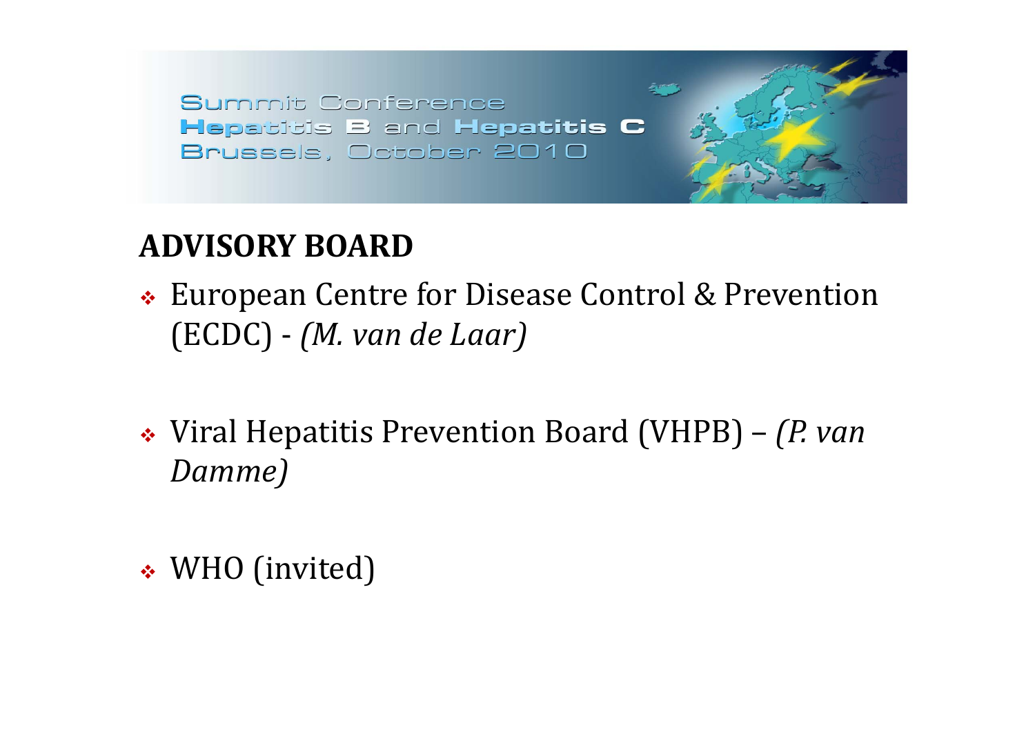Summit Conference
Hepatitis B and Hepatitis C
Brussels, October 2010

## ADVISORY BOARD

- European Centre for Disease Control & Prevention (ECDC) - *(M. van de Laar)*
- Viral Hepatitis Prevention Board (VHPB) – *(P. van Damme)*
- WHO (invited)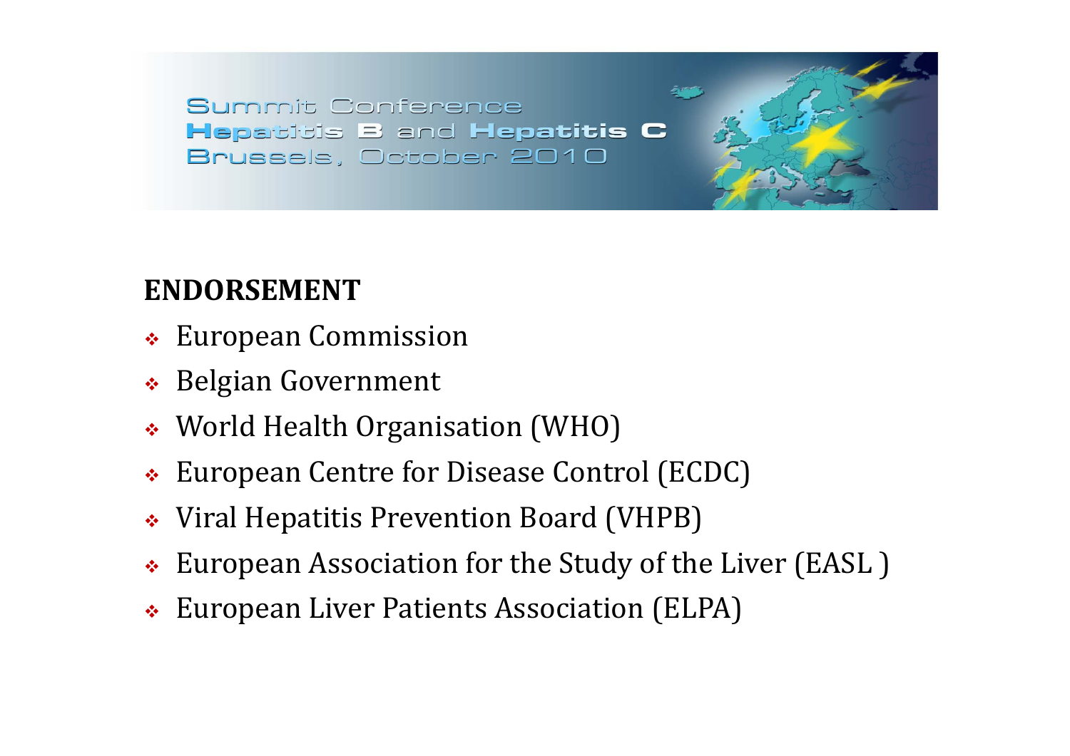Summit Conference
Hepatitis B and Hepatitis C
Brussels, October 2010

## ENDORSEMENT

- European Commission
- Belgian Government
- World Health Organisation (WHO)
- European Centre for Disease Control (ECDC)
- Viral Hepatitis Prevention Board (VHPB)
- European Association for the Study of the Liver (EASL )
- European Liver Patients Association (ELPA)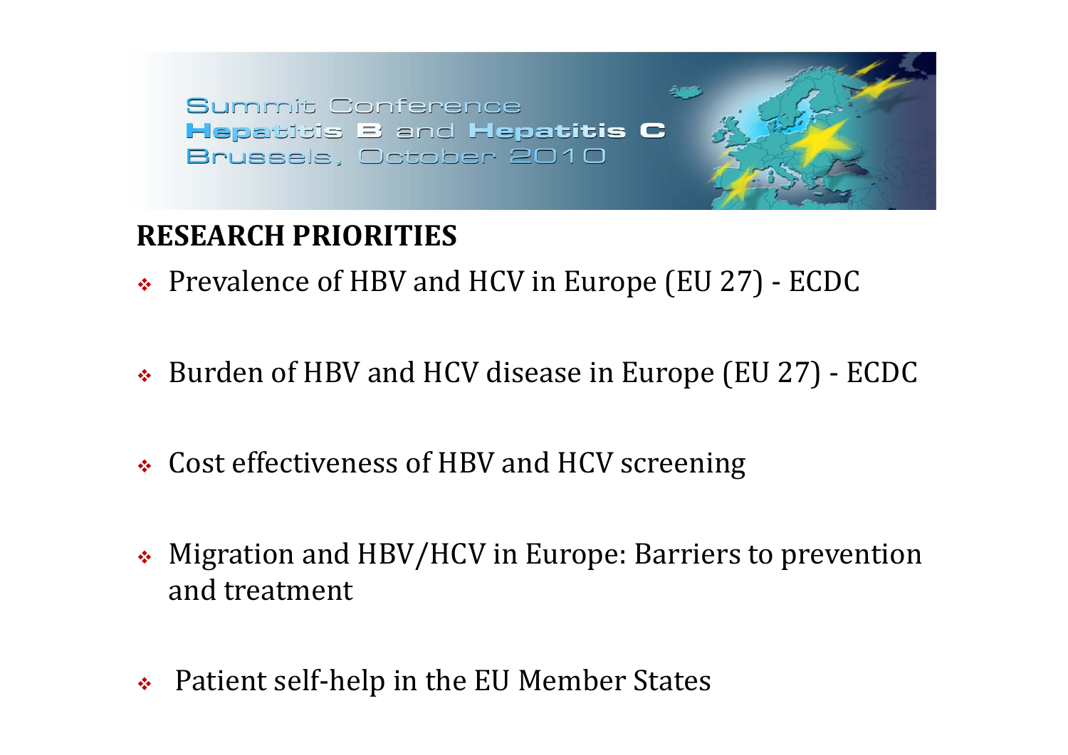## RESEARCH PRIORITIES

- Prevalence of HBV and HCV in Europe (EU 27) - ECDC
- Burden of HBV and HCV disease in Europe (EU 27) - ECDC
- Cost effectiveness of HBV and HCV screening
- Migration and HBV/HCV in Europe: Barriers to prevention and treatment
- Patient self-help in the EU Member States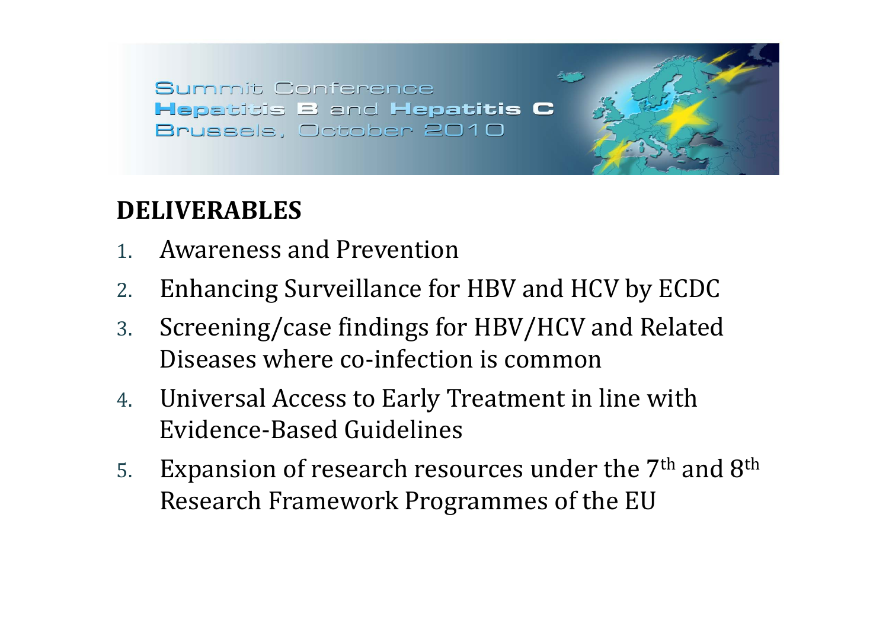Summit Conference
Hepatitis B and Hepatitis C
Brussels, October 2010

## DELIVERABLES

1. Awareness and Prevention
2. Enhancing Surveillance for HBV and HCV by ECDC
3. Screening/case findings for HBV/HCV and Related Diseases where co-infection is common
4. Universal Access to Early Treatment in line with Evidence-Based Guidelines
5. Expansion of research resources under the 7$^{th}$ and 8$^{th}$ Research Framework Programmes of the EU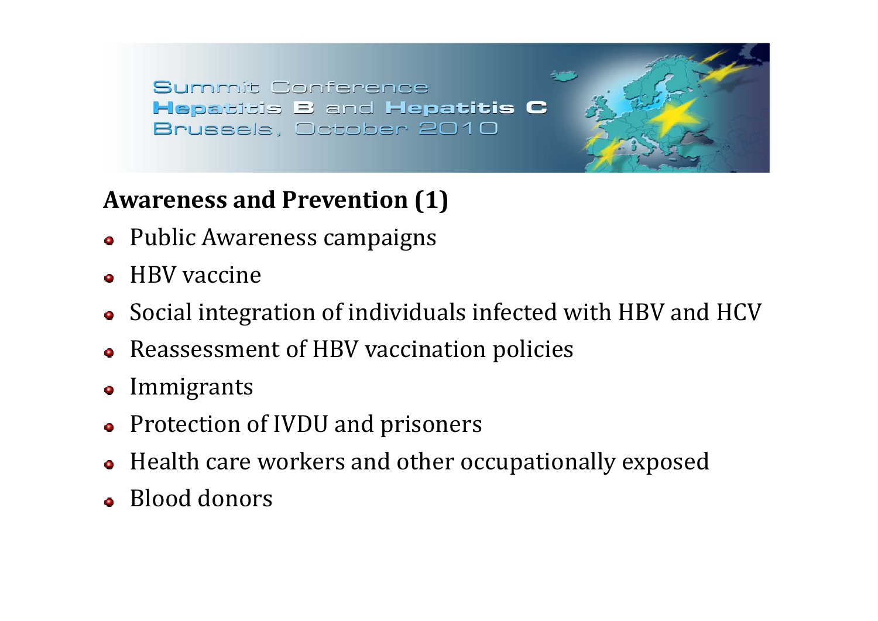## Awareness and Prevention (1)

- Public Awareness campaigns
- HBV vaccine
- Social integration of individuals infected with HBV and HCV
- Reassessment of HBV vaccination policies
- Immigrants
- Protection of IVDU and prisoners
- Health care workers and other occupationally exposed
- Blood donors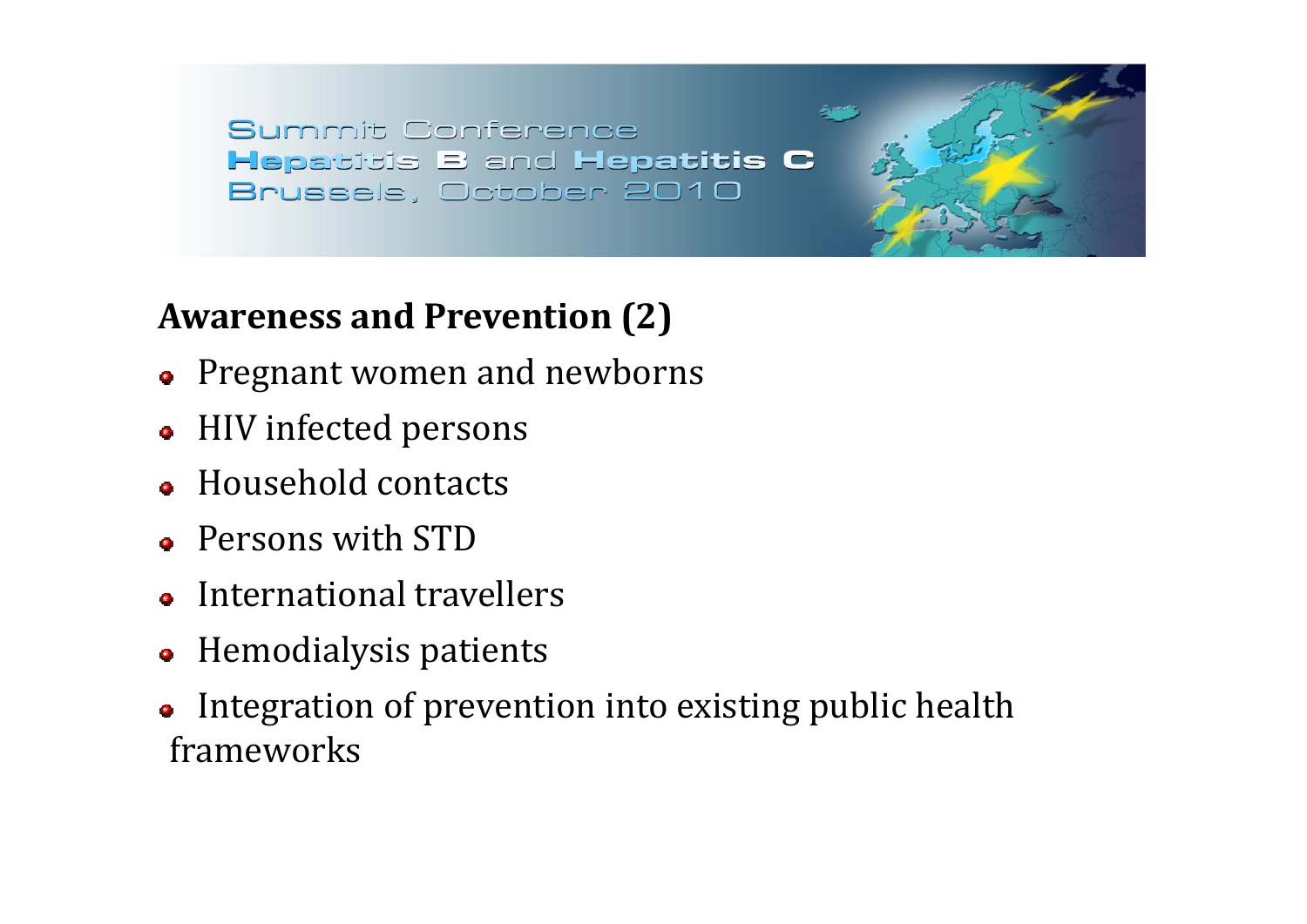## Awareness and Prevention (2)

- Pregnant women and newborns
- HIV infected persons
- Household contacts
- Persons with STD
- International travellers
- Hemodialysis patients
- Integration of prevention into existing public health frameworks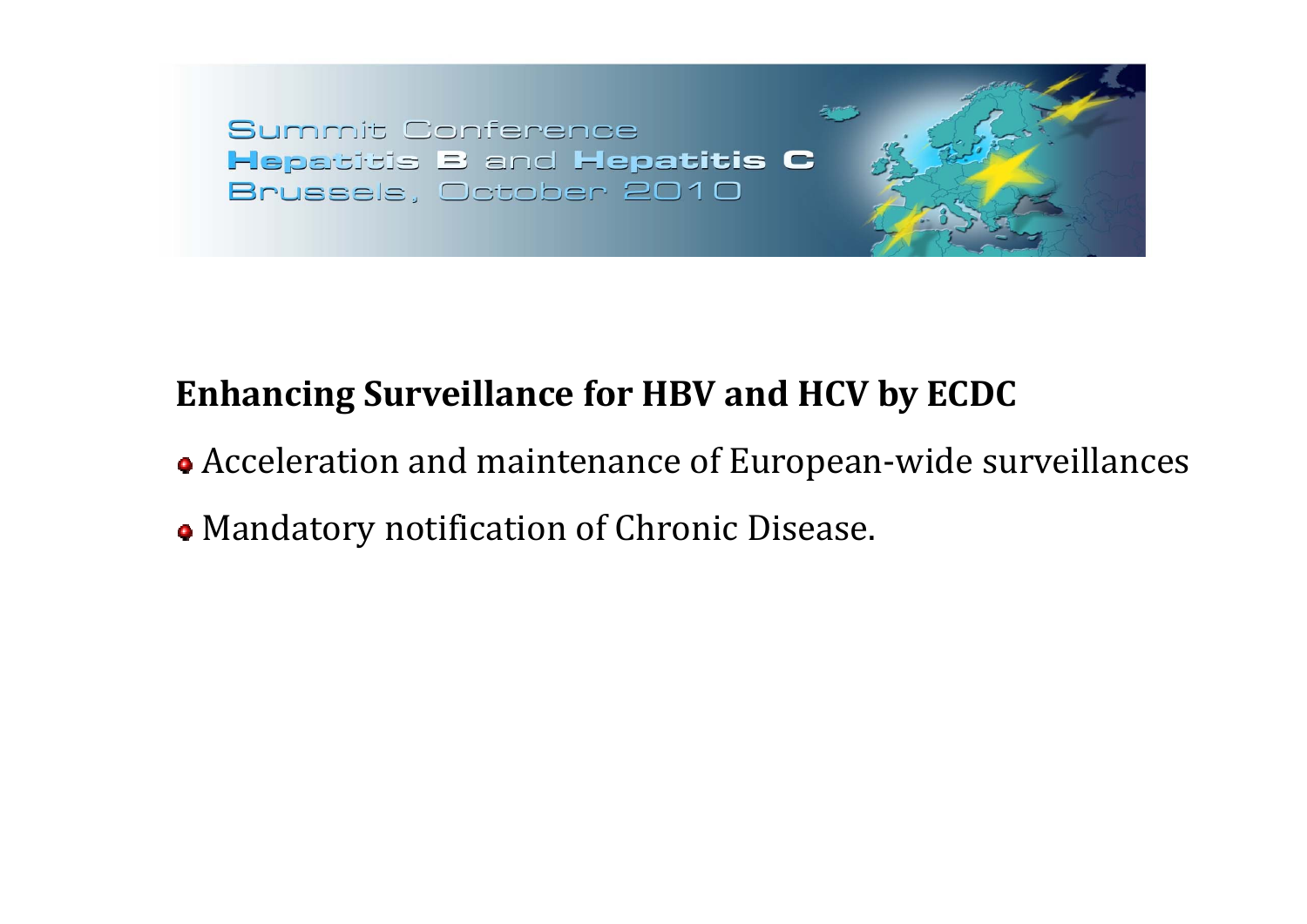## Enhancing Surveillance for HBV and HCV by ECDC

- Acceleration and maintenance of European-wide surveillances
- Mandatory notification of Chronic Disease.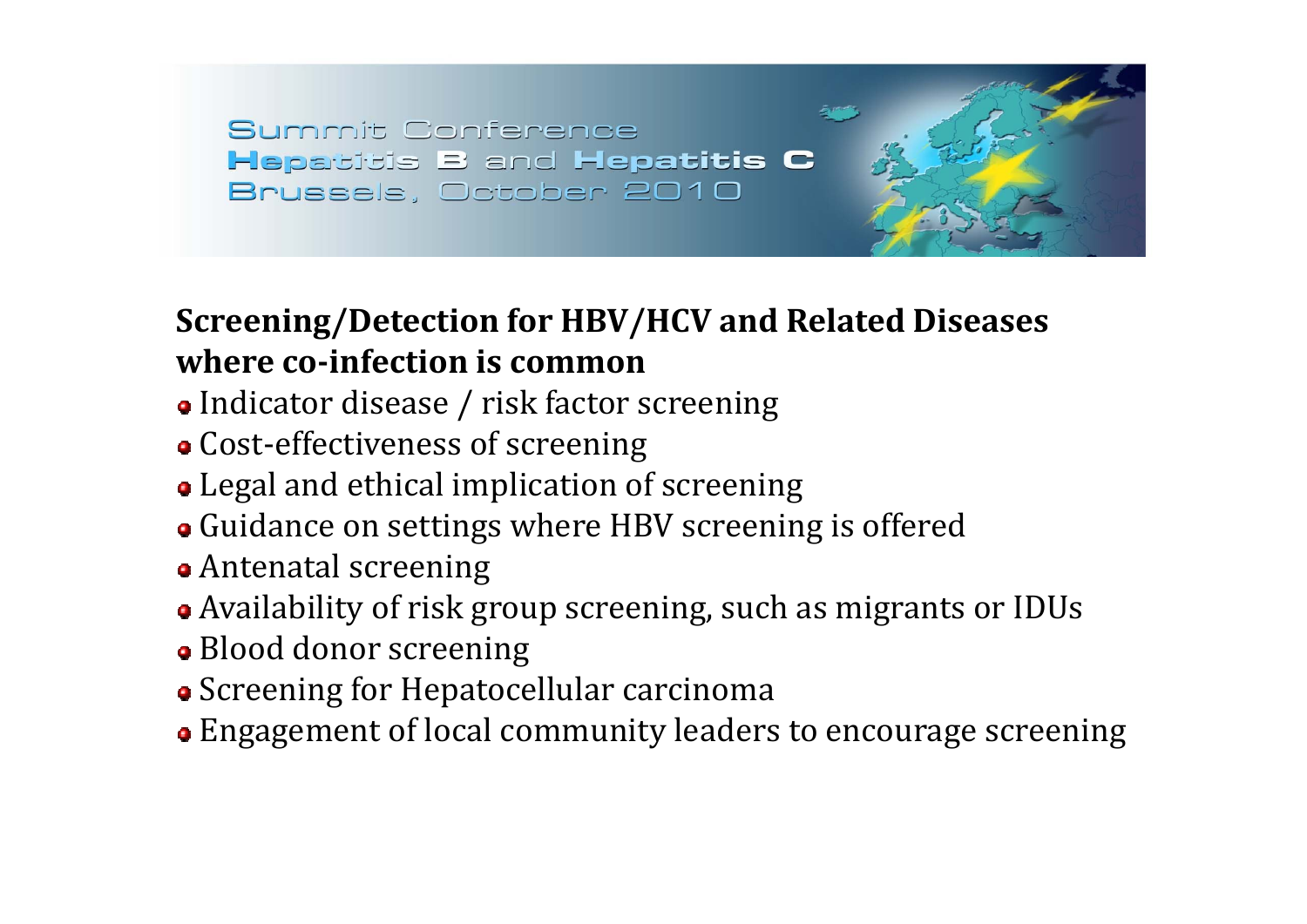## Screening/Detection for HBV/HCV and Related Diseases where co-infection is common

- Indicator disease / risk factor screening
- Cost-effectiveness of screening
- Legal and ethical implication of screening
- Guidance on settings where HBV screening is offered
- Antenatal screening
- Availability of risk group screening, such as migrants or IDUs
- Blood donor screening
- Screening for Hepatocellular carcinoma
- Engagement of local community leaders to encourage screening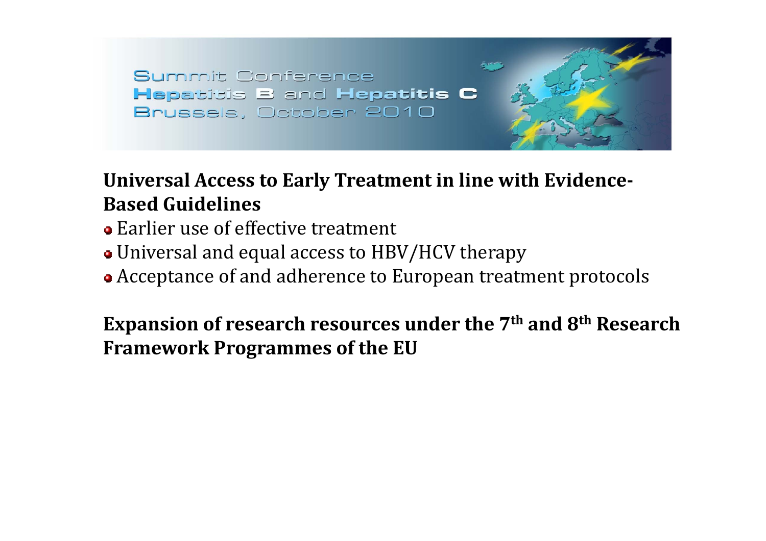**Universal Access to Early Treatment in line with Evidence-Based Guidelines**

- Earlier use of effective treatment
- Universal and equal access to HBV/HCV therapy
- Acceptance of and adherence to European treatment protocols

**Expansion of research resources under the 7th and 8th Research Framework Programmes of the EU**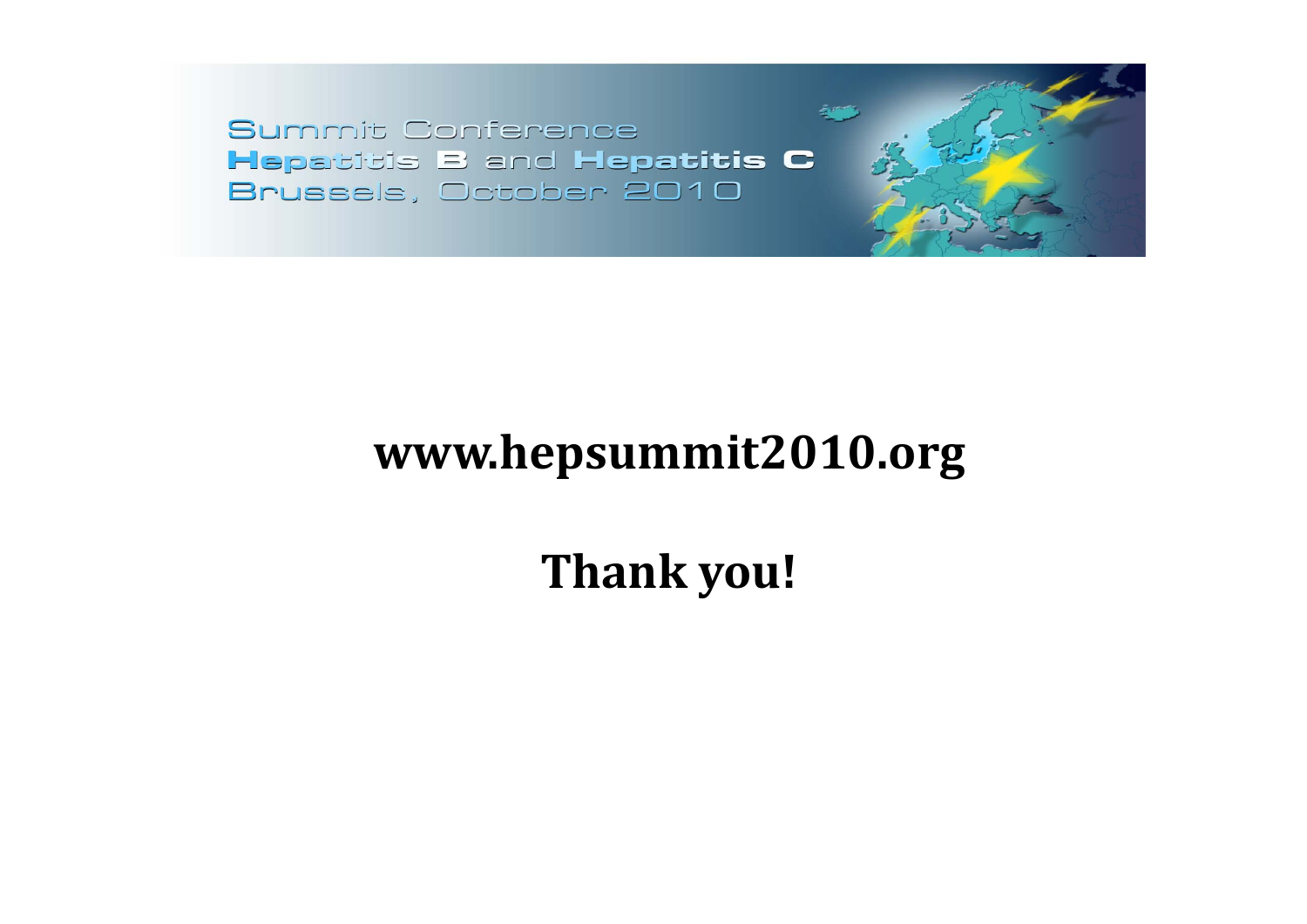Summit Conference
Hepatitis B and Hepatitis C
Brussels, October 2010

**www.hepsummit2010.org**

**Thank you!**